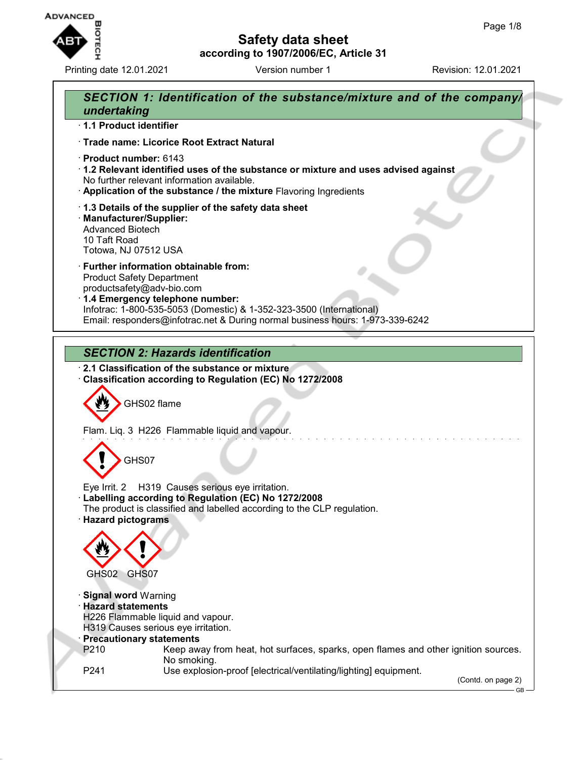# Safety data sheet

**according to 1907/2006/EC, Article 31**

Printing date 12.01.2021 Version number 1 Revision: 12.01.2021

## SECTION 1: Identification of the substance/mixture and of the company/undertaking

· **1.1 Product identifier**

· **Trade name: Licorice Root Extract Natural**

· **Product number:** 6143

· **1.2 Relevant identified uses of the substance or mixture and uses advised against**
No further relevant information available.

· **Application of the substance / the mixture** Flavoring Ingredients

· **1.3 Details of the supplier of the safety data sheet**

· **Manufacturer/Supplier:**
Advanced Biotech
10 Taft Road
Totowa, NJ 07512 USA

· **Further information obtainable from:**
Product Safety Department
productsafety@adv-bio.com

· **1.4 Emergency telephone number:**
Infotrac: 1-800-535-5053 (Domestic) & 1-352-323-3500 (International)
Email: responders@infotrac.net & During normal business hours: 1-973-339-6242

## SECTION 2: Hazards identification

· **2.1 Classification of the substance or mixture**

· **Classification according to Regulation (EC) No 1272/2008**

GHS02 flame

Flam. Liq. 3 H226 Flammable liquid and vapour.

GHS07

Eye Irrit. 2 H319 Causes serious eye irritation.

· **Labelling according to Regulation (EC) No 1272/2008**
The product is classified and labelled according to the CLP regulation.

· **Hazard pictograms**

GHS02 GHS07

· **Signal word** Warning

· **Hazard statements**
H226 Flammable liquid and vapour.
H319 Causes serious eye irritation.

· **Precautionary statements**

P210 Keep away from heat, hot surfaces, sparks, open flames and other ignition sources. No smoking.

P241 Use explosion-proof [electrical/ventilating/lighting] equipment.

(Contd. on page 2)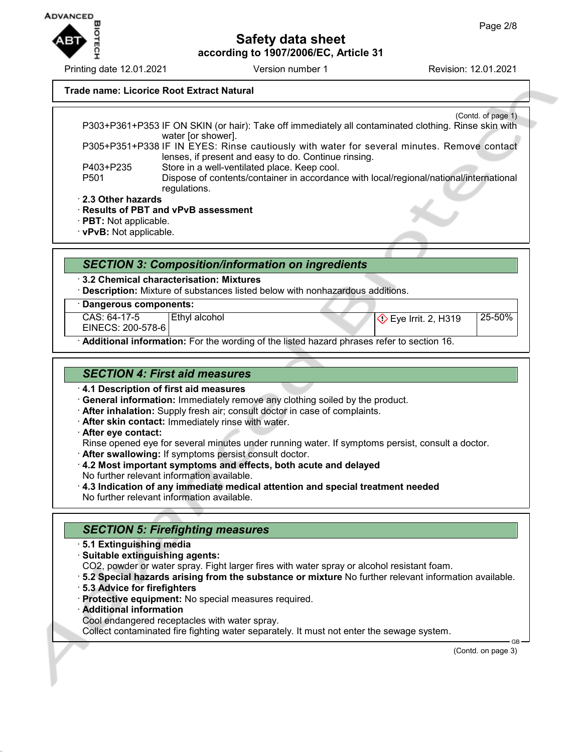**Trade name: Licorice Root Extract Natural**

(Contd. of page 1)

P303+P361+P353 IF ON SKIN (or hair): Take off immediately all contaminated clothing. Rinse skin with water [or shower].
P305+P351+P338 IF IN EYES: Rinse cautiously with water for several minutes. Remove contact lenses, if present and easy to do. Continue rinsing.
P403+P235 Store in a well-ventilated place. Keep cool.
P501 Dispose of contents/container in accordance with local/regional/national/international regulations.

· **2.3 Other hazards**
· **Results of PBT and vPvB assessment**
· **PBT:** Not applicable.
· **vPvB:** Not applicable.

## SECTION 3: Composition/information on ingredients

· **3.2 Chemical characterisation: Mixtures**
· **Description:** Mixture of substances listed below with nonhazardous additions.

· **Dangerous components:**

| | | | |
|---|---|---|---|
| CAS: 64-17-5<br>EINECS: 200-578-6 | Ethyl alcohol | Eye Irrit. 2, H319 | 25-50% |

· **Additional information:** For the wording of the listed hazard phrases refer to section 16.

## SECTION 4: First aid measures

· **4.1 Description of first aid measures**
· **General information:** Immediately remove any clothing soiled by the product.
· **After inhalation:** Supply fresh air; consult doctor in case of complaints.
· **After skin contact:** Immediately rinse with water.
· **After eye contact:**
Rinse opened eye for several minutes under running water. If symptoms persist, consult a doctor.
· **After swallowing:** If symptoms persist consult doctor.
· **4.2 Most important symptoms and effects, both acute and delayed**
No further relevant information available.
· **4.3 Indication of any immediate medical attention and special treatment needed**
No further relevant information available.

## SECTION 5: Firefighting measures

· **5.1 Extinguishing media**
· **Suitable extinguishing agents:**
CO2, powder or water spray. Fight larger fires with water spray or alcohol resistant foam.
· **5.2 Special hazards arising from the substance or mixture** No further relevant information available.
· **5.3 Advice for firefighters**
· **Protective equipment:** No special measures required.
· **Additional information**
Cool endangered receptacles with water spray.
Collect contaminated fire fighting water separately. It must not enter the sewage system.

(Contd. on page 3)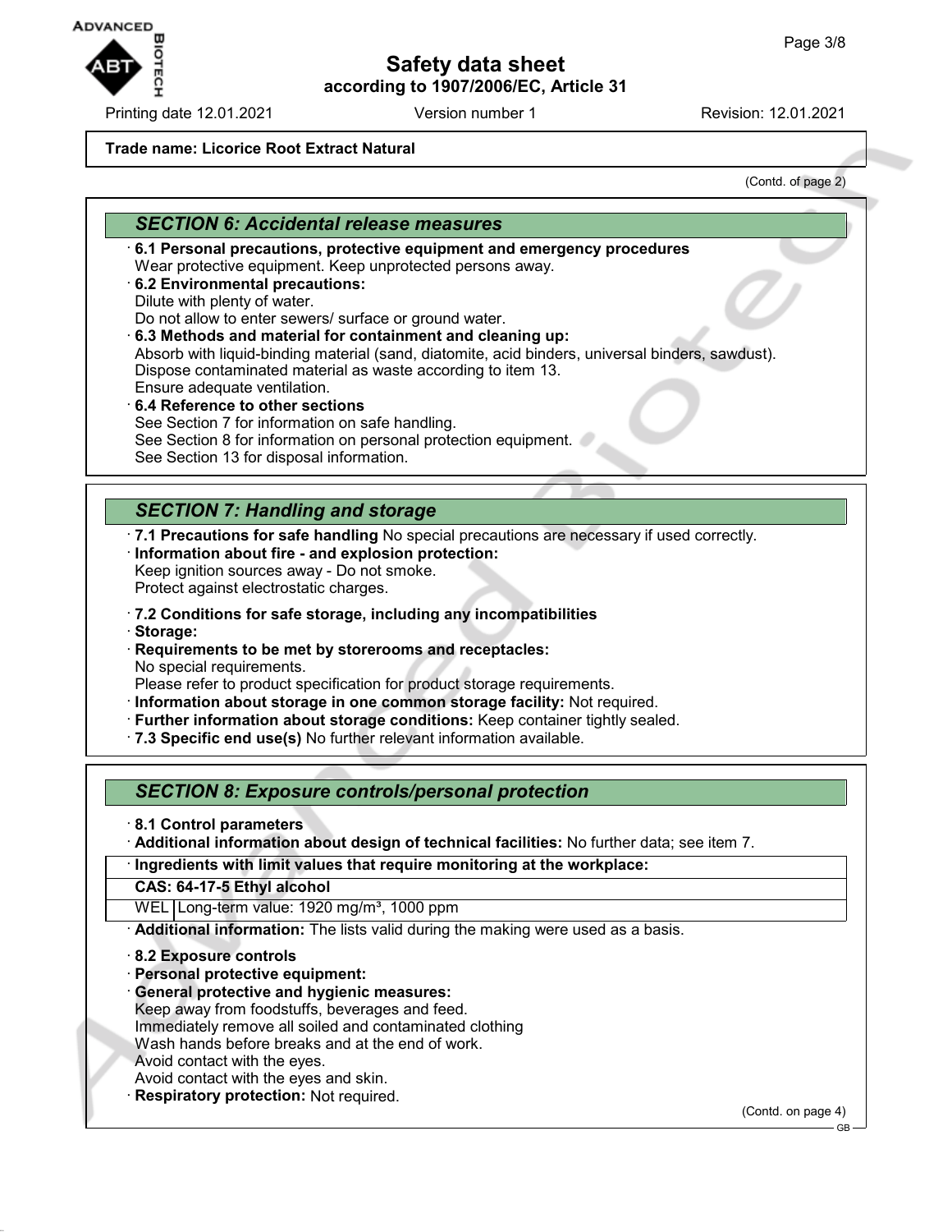**Trade name: Licorice Root Extract Natural**

(Contd. of page 2)

## SECTION 6: Accidental release measures

· **6.1 Personal precautions, protective equipment and emergency procedures**
Wear protective equipment. Keep unprotected persons away.

· **6.2 Environmental precautions:**
Dilute with plenty of water.
Do not allow to enter sewers/ surface or ground water.

· **6.3 Methods and material for containment and cleaning up:**
Absorb with liquid-binding material (sand, diatomite, acid binders, universal binders, sawdust).
Dispose contaminated material as waste according to item 13.
Ensure adequate ventilation.

· **6.4 Reference to other sections**
See Section 7 for information on safe handling.
See Section 8 for information on personal protection equipment.
See Section 13 for disposal information.

## SECTION 7: Handling and storage

· **7.1 Precautions for safe handling** No special precautions are necessary if used correctly.

· **Information about fire - and explosion protection:**
Keep ignition sources away - Do not smoke.
Protect against electrostatic charges.

· **7.2 Conditions for safe storage, including any incompatibilities**

· **Storage:**

· **Requirements to be met by storerooms and receptacles:**
No special requirements.
Please refer to product specification for product storage requirements.

· **Information about storage in one common storage facility:** Not required.

· **Further information about storage conditions:** Keep container tightly sealed.

· **7.3 Specific end use(s)** No further relevant information available.

## SECTION 8: Exposure controls/personal protection

· **8.1 Control parameters**

· **Additional information about design of technical facilities:** No further data; see item 7.

| · **Ingredients with limit values that require monitoring at the workplace:** | |
|---|---|
| **CAS: 64-17-5 Ethyl alcohol** | |
| WEL | Long-term value: 1920 mg/m³, 1000 ppm |

· **Additional information:** The lists valid during the making were used as a basis.

· **8.2 Exposure controls**

· **Personal protective equipment:**

· **General protective and hygienic measures:**
Keep away from foodstuffs, beverages and feed.
Immediately remove all soiled and contaminated clothing
Wash hands before breaks and at the end of work.
Avoid contact with the eyes.
Avoid contact with the eyes and skin.

· **Respiratory protection:** Not required.

(Contd. on page 4)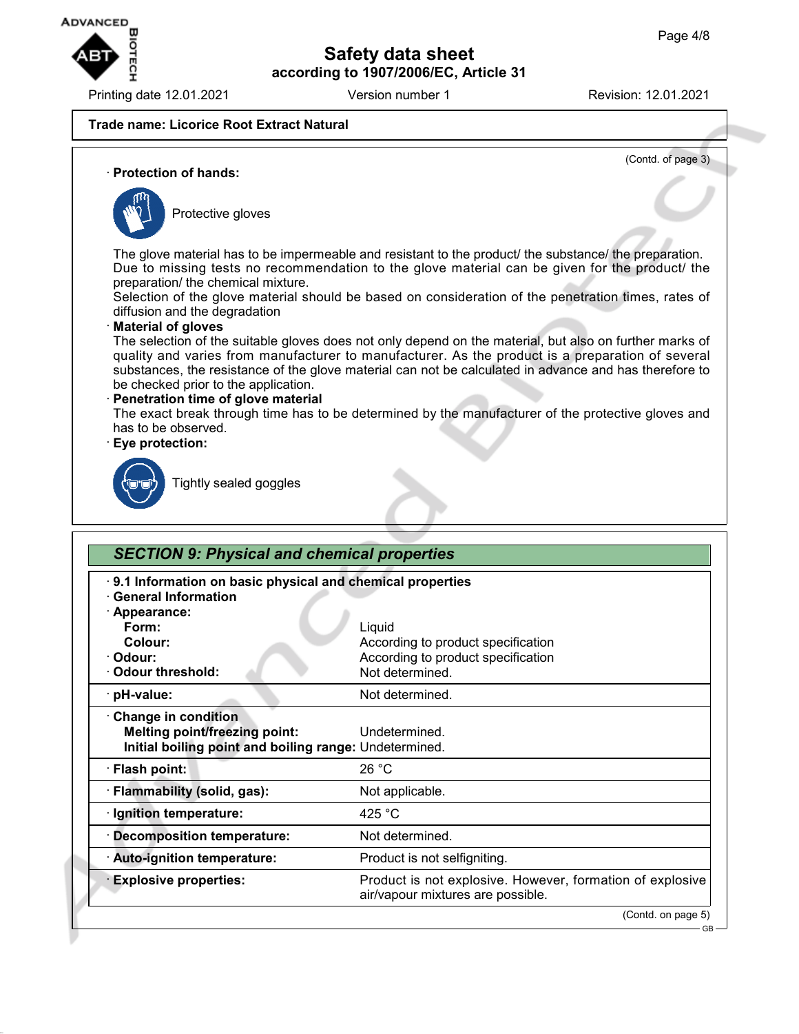**Trade name: Licorice Root Extract Natural**

(Contd. of page 3)

· **Protection of hands:**

Protective gloves

The glove material has to be impermeable and resistant to the product/ the substance/ the preparation.
Due to missing tests no recommendation to the glove material can be given for the product/ the preparation/ the chemical mixture.
Selection of the glove material should be based on consideration of the penetration times, rates of diffusion and the degradation

· **Material of gloves**
The selection of the suitable gloves does not only depend on the material, but also on further marks of quality and varies from manufacturer to manufacturer. As the product is a preparation of several substances, the resistance of the glove material can not be calculated in advance and has therefore to be checked prior to the application.

· **Penetration time of glove material**
The exact break through time has to be determined by the manufacturer of the protective gloves and has to be observed.

· **Eye protection:**

Tightly sealed goggles

## *SECTION 9: Physical and chemical properties*

| | |
|---|---|
| · **9.1 Information on basic physical and chemical properties** | |
| · **General Information** | |
| · **Appearance:** | |
| **Form:** | Liquid |
| **Colour:** | According to product specification |
| · **Odour:** | According to product specification |
| · **Odour threshold:** | Not determined. |
| · **pH-value:** | Not determined. |
| · **Change in condition** | |
| **Melting point/freezing point:** | Undetermined. |
| **Initial boiling point and boiling range:** | Undetermined. |
| · **Flash point:** | 26 °C |
| · **Flammability (solid, gas):** | Not applicable. |
| · **Ignition temperature:** | 425 °C |
| · **Decomposition temperature:** | Not determined. |
| · **Auto-ignition temperature:** | Product is not selfigniting. |
| · **Explosive properties:** | Product is not explosive. However, formation of explosive air/vapour mixtures are possible. |

(Contd. on page 5)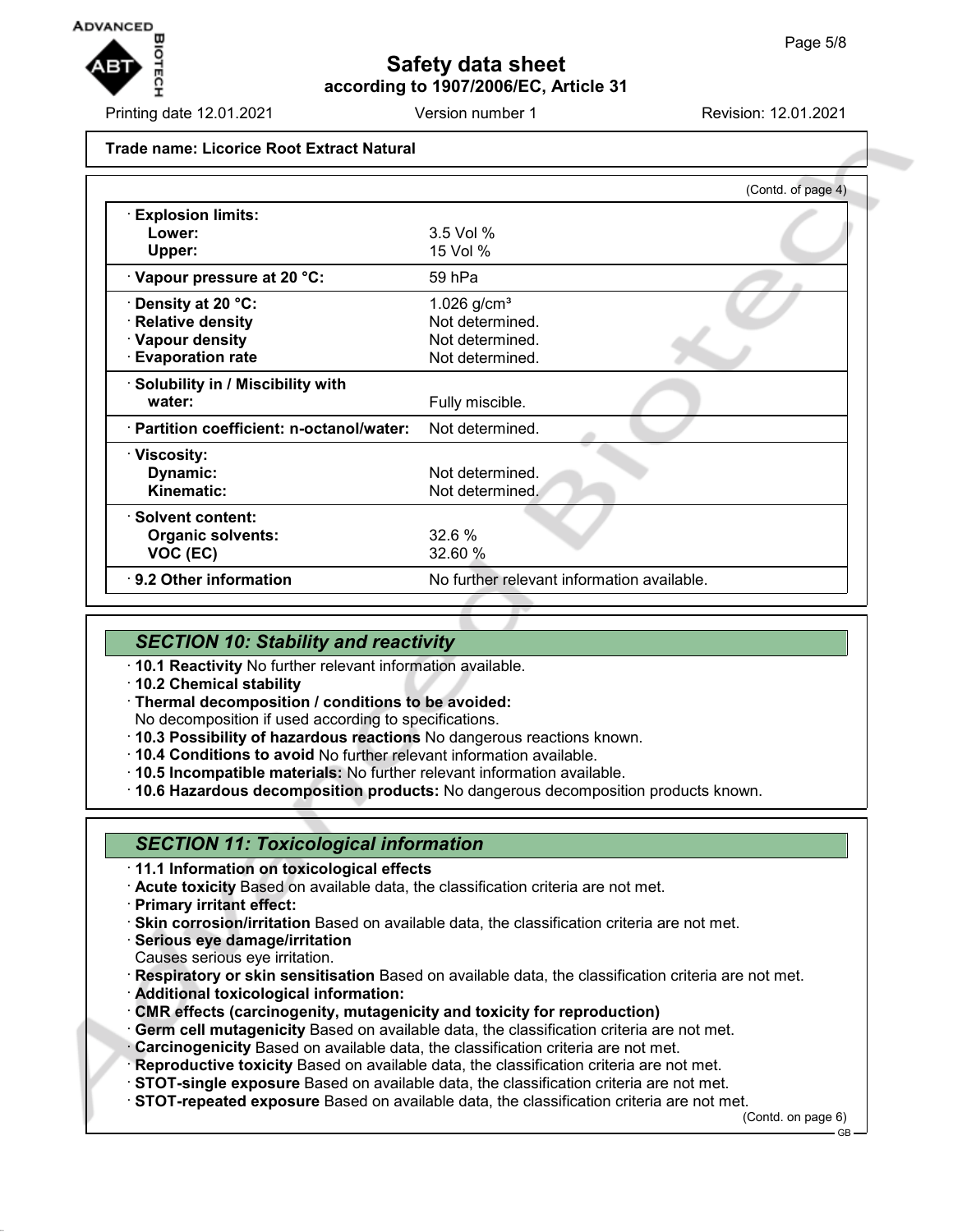**Trade name: Licorice Root Extract Natural**

(Contd. of page 4)

| | |
|---|---|
| · **Explosion limits:** | |
| **Lower:** | 3.5 Vol % |
| **Upper:** | 15 Vol % |
| · **Vapour pressure at 20 °C:** | 59 hPa |
| · **Density at 20 °C:** | 1.026 g/cm³ |
| · **Relative density** | Not determined. |
| · **Vapour density** | Not determined. |
| · **Evaporation rate** | Not determined. |
| · **Solubility in / Miscibility with water:** | Fully miscible. |
| · **Partition coefficient: n-octanol/water:** | Not determined. |
| · **Viscosity:** | |
| **Dynamic:** | Not determined. |
| **Kinematic:** | Not determined. |
| · **Solvent content:** | |
| **Organic solvents:** | 32.6 % |
| **VOC (EC)** | 32.60 % |
| · **9.2 Other information** | No further relevant information available. |

## SECTION 10: Stability and reactivity

· **10.1 Reactivity** No further relevant information available.
· **10.2 Chemical stability**
· **Thermal decomposition / conditions to be avoided:**
No decomposition if used according to specifications.
· **10.3 Possibility of hazardous reactions** No dangerous reactions known.
· **10.4 Conditions to avoid** No further relevant information available.
· **10.5 Incompatible materials:** No further relevant information available.
· **10.6 Hazardous decomposition products:** No dangerous decomposition products known.

## SECTION 11: Toxicological information

· **11.1 Information on toxicological effects**
· **Acute toxicity** Based on available data, the classification criteria are not met.
· **Primary irritant effect:**
· **Skin corrosion/irritation** Based on available data, the classification criteria are not met.
· **Serious eye damage/irritation**
Causes serious eye irritation.
· **Respiratory or skin sensitisation** Based on available data, the classification criteria are not met.
· **Additional toxicological information:**
· **CMR effects (carcinogenity, mutagenicity and toxicity for reproduction)**
· **Germ cell mutagenicity** Based on available data, the classification criteria are not met.
· **Carcinogenicity** Based on available data, the classification criteria are not met.
· **Reproductive toxicity** Based on available data, the classification criteria are not met.
· **STOT-single exposure** Based on available data, the classification criteria are not met.
· **STOT-repeated exposure** Based on available data, the classification criteria are not met.

(Contd. on page 6)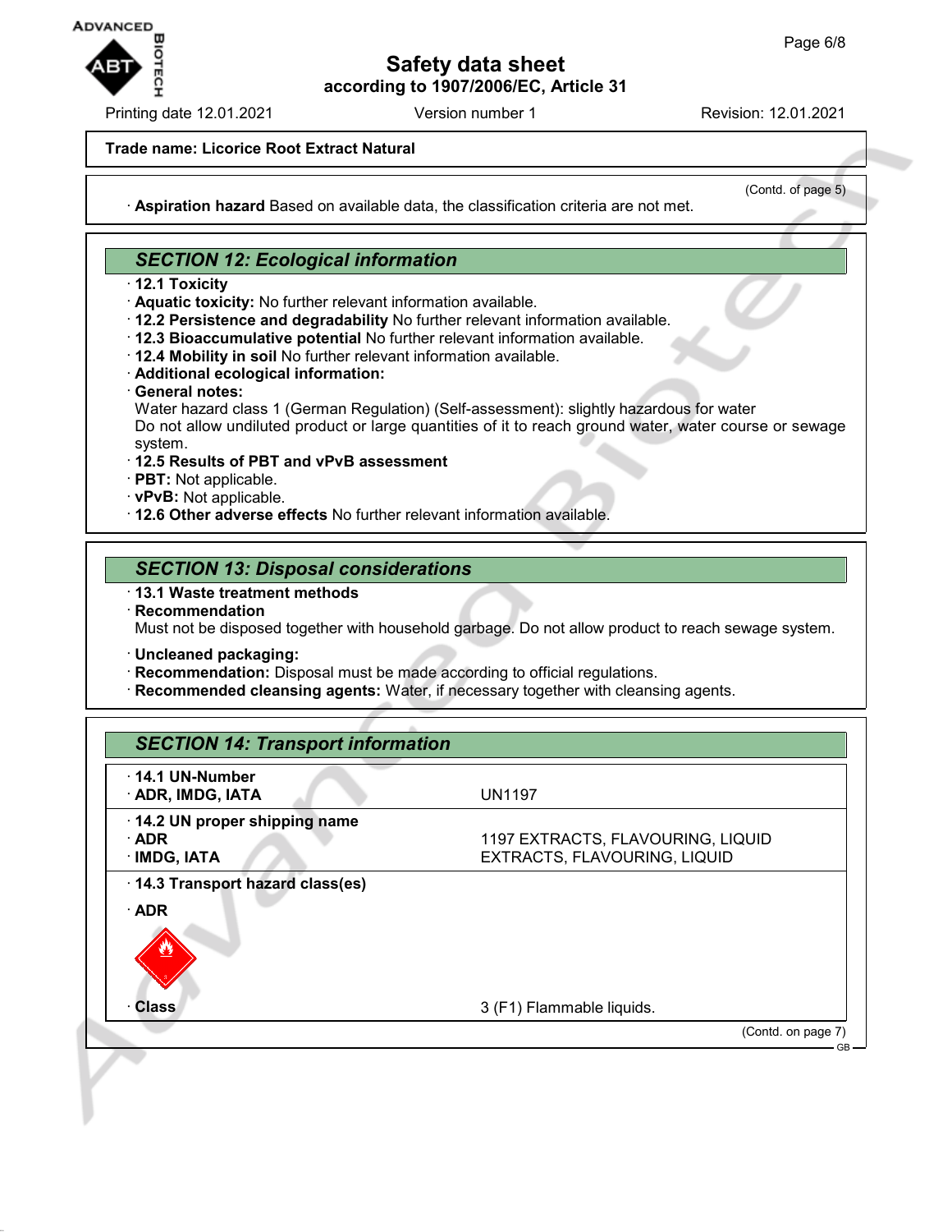**Trade name: Licorice Root Extract Natural**

(Contd. of page 5)

· **Aspiration hazard** Based on available data, the classification criteria are not met.

## SECTION 12: Ecological information

· **12.1 Toxicity**
· **Aquatic toxicity:** No further relevant information available.
· **12.2 Persistence and degradability** No further relevant information available.
· **12.3 Bioaccumulative potential** No further relevant information available.
· **12.4 Mobility in soil** No further relevant information available.
· **Additional ecological information:**
· **General notes:**
Water hazard class 1 (German Regulation) (Self-assessment): slightly hazardous for water
Do not allow undiluted product or large quantities of it to reach ground water, water course or sewage system.
· **12.5 Results of PBT and vPvB assessment**
· **PBT:** Not applicable.
· **vPvB:** Not applicable.
· **12.6 Other adverse effects** No further relevant information available.

## SECTION 13: Disposal considerations

· **13.1 Waste treatment methods**
· **Recommendation**
Must not be disposed together with household garbage. Do not allow product to reach sewage system.

· **Uncleaned packaging:**
· **Recommendation:** Disposal must be made according to official regulations.
· **Recommended cleansing agents:** Water, if necessary together with cleansing agents.

## SECTION 14: Transport information

| | |
|---|---|
| · **14.1 UN-Number** | |
| · **ADR, IMDG, IATA** | UN1197 |
| · **14.2 UN proper shipping name** | |
| · **ADR** | 1197 EXTRACTS, FLAVOURING, LIQUID |
| · **IMDG, IATA** | EXTRACTS, FLAVOURING, LIQUID |
| · **14.3 Transport hazard class(es)** | |
| · **ADR** | |
| · **Class** | 3 (F1) Flammable liquids. |

(Contd. on page 7)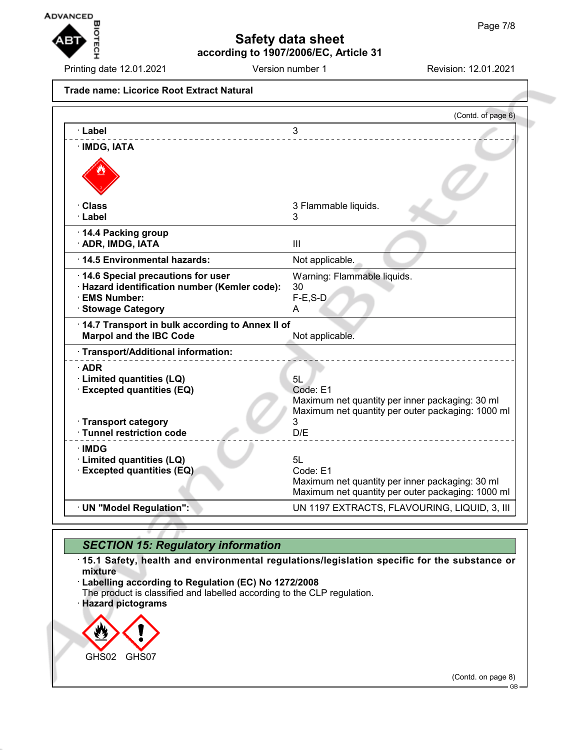Trade name: Licorice Root Extract Natural

(Contd. of page 6)

| | |
|---|---|
| · Label | 3 |
| · IMDG, IATA | |
| · Class | 3 Flammable liquids. |
| · Label | 3 |
| · 14.4 Packing group | |
| · ADR, IMDG, IATA | III |
| · 14.5 Environmental hazards: | Not applicable. |
| · 14.6 Special precautions for user | Warning: Flammable liquids. |
| · Hazard identification number (Kemler code): | 30 |
| · EMS Number: | F-E,S-D |
| · Stowage Category | A |
| · 14.7 Transport in bulk according to Annex II of Marpol and the IBC Code | Not applicable. |
| · Transport/Additional information: | |
| · ADR | |
| · Limited quantities (LQ) | 5L |
| · Excepted quantities (EQ) | Code: E1<br>Maximum net quantity per inner packaging: 30 ml<br>Maximum net quantity per outer packaging: 1000 ml |
| · Transport category | 3 |
| · Tunnel restriction code | D/E |
| · IMDG | |
| · Limited quantities (LQ) | 5L |
| · Excepted quantities (EQ) | Code: E1<br>Maximum net quantity per inner packaging: 30 ml<br>Maximum net quantity per outer packaging: 1000 ml |
| · UN "Model Regulation": | UN 1197 EXTRACTS, FLAVOURING, LIQUID, 3, III |

## SECTION 15: Regulatory information

· **15.1 Safety, health and environmental regulations/legislation specific for the substance or mixture**

· **Labelling according to Regulation (EC) No 1272/2008**

The product is classified and labelled according to the CLP regulation.

· **Hazard pictograms**

GHS02 GHS07

(Contd. on page 8)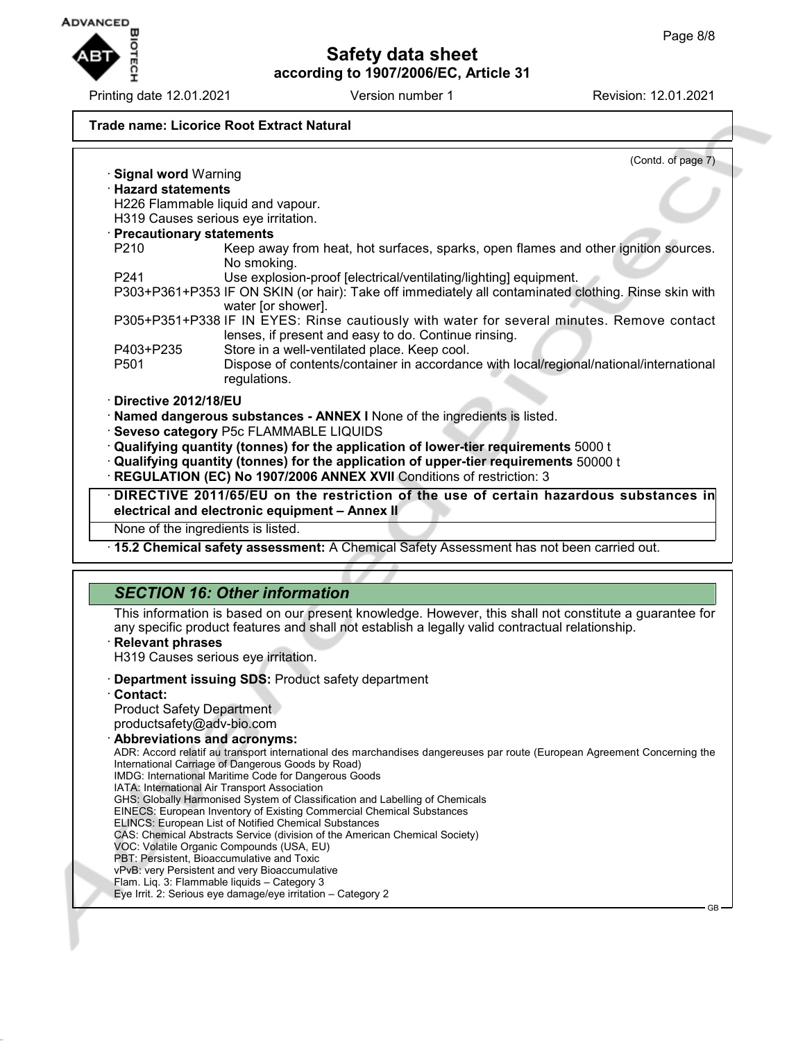**Trade name: Licorice Root Extract Natural**

(Contd. of page 7)

· **Signal word** Warning

· **Hazard statements**

H226 Flammable liquid and vapour.

H319 Causes serious eye irritation.

· **Precautionary statements**

| | |
|---|---|
| P210 | Keep away from heat, hot surfaces, sparks, open flames and other ignition sources. No smoking. |
| P241 | Use explosion-proof [electrical/ventilating/lighting] equipment. |
| P303+P361+P353 | IF ON SKIN (or hair): Take off immediately all contaminated clothing. Rinse skin with water [or shower]. |
| P305+P351+P338 | IF IN EYES: Rinse cautiously with water for several minutes. Remove contact lenses, if present and easy to do. Continue rinsing. |
| P403+P235 | Store in a well-ventilated place. Keep cool. |
| P501 | Dispose of contents/container in accordance with local/regional/national/international regulations. |

· **Directive 2012/18/EU**

· **Named dangerous substances - ANNEX I** None of the ingredients is listed.

· **Seveso category** P5c FLAMMABLE LIQUIDS

· **Qualifying quantity (tonnes) for the application of lower-tier requirements** 5000 t

· **Qualifying quantity (tonnes) for the application of upper-tier requirements** 50000 t

· **REGULATION (EC) No 1907/2006 ANNEX XVII** Conditions of restriction: 3

· **DIRECTIVE 2011/65/EU on the restriction of the use of certain hazardous substances in electrical and electronic equipment – Annex II**

None of the ingredients is listed.

· **15.2 Chemical safety assessment:** A Chemical Safety Assessment has not been carried out.

## *SECTION 16: Other information*

This information is based on our present knowledge. However, this shall not constitute a guarantee for any specific product features and shall not establish a legally valid contractual relationship.

· **Relevant phrases**

H319 Causes serious eye irritation.

· **Department issuing SDS:** Product safety department

· **Contact:**

Product Safety Department

productsafety@adv-bio.com

· **Abbreviations and acronyms:**

ADR: Accord relatif au transport international des marchandises dangereuses par route (European Agreement Concerning the International Carriage of Dangerous Goods by Road)
IMDG: International Maritime Code for Dangerous Goods
IATA: International Air Transport Association
GHS: Globally Harmonised System of Classification and Labelling of Chemicals
EINECS: European Inventory of Existing Commercial Chemical Substances
ELINCS: European List of Notified Chemical Substances
CAS: Chemical Abstracts Service (division of the American Chemical Society)
VOC: Volatile Organic Compounds (USA, EU)
PBT: Persistent, Bioaccumulative and Toxic
vPvB: very Persistent and very Bioaccumulative
Flam. Liq. 3: Flammable liquids – Category 3
Eye Irrit. 2: Serious eye damage/eye irritation – Category 2